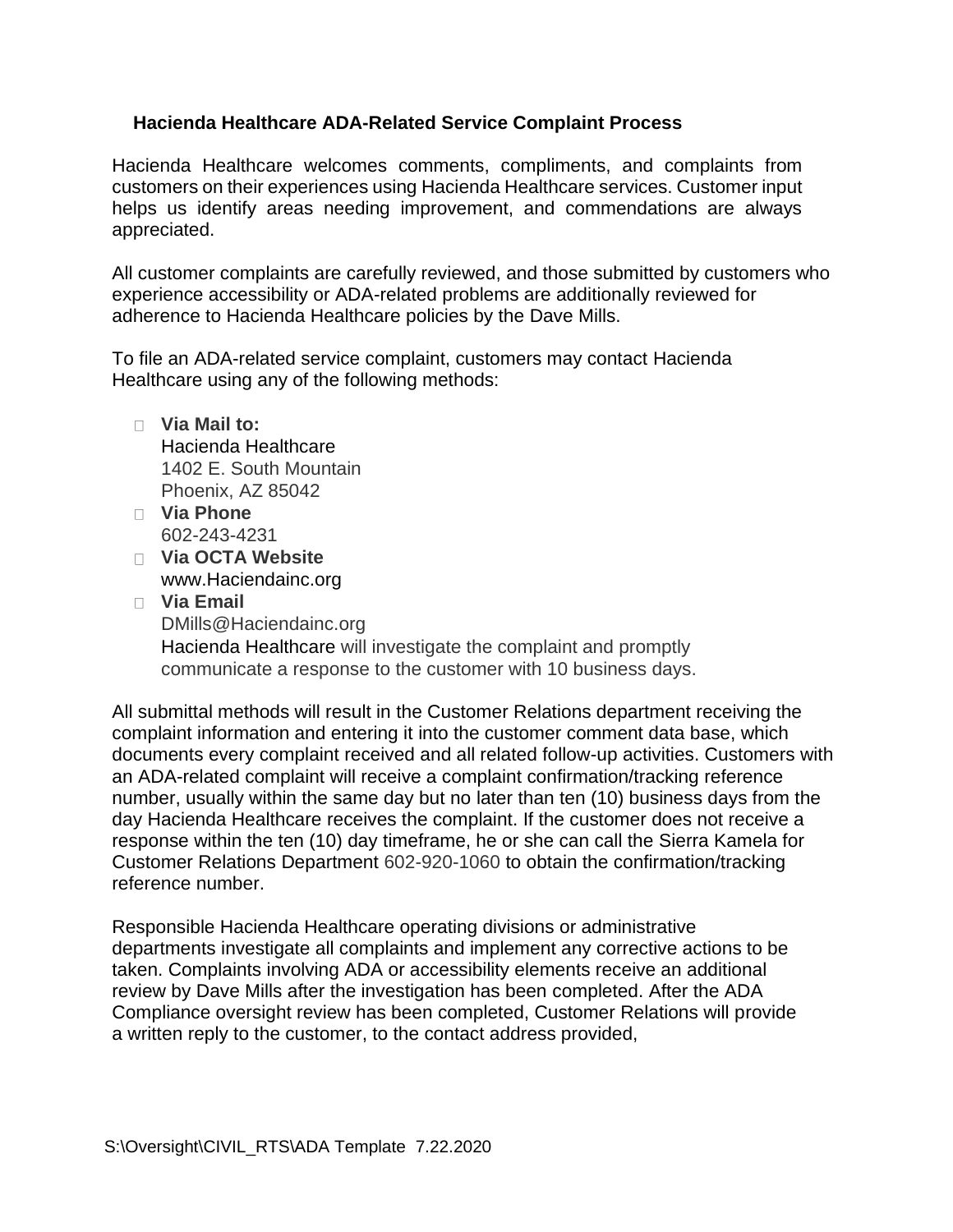## Hacienda Healthcare ADA-Related Service Complaint Process

Hacienda Healthcare welcomes comments, compliments, and complaints from customers on their experiences using Hacienda Healthcare services. Customer input helps us identify areas needing improvement, and commendations are always appreciated.

All customer complaints are carefully reviewed, and those submitted by customers who experience accessibility or ADA-related problems are additionally reviewed for adherence to Hacienda Healthcare policies by the Dave Mills.

To file an ADA-related service complaint, customers may contact Hacienda Healthcare using any of the following methods:

- **Via Mail to:**
  Hacienda Healthcare
  1402 E. South Mountain
  Phoenix, AZ 85042
- **Via Phone**
  602-243-4231
- **Via OCTA Website**
  www.Haciendainc.org
- **Via Email**
  DMills@Haciendainc.org
  Hacienda Healthcare will investigate the complaint and promptly communicate a response to the customer with 10 business days.

All submittal methods will result in the Customer Relations department receiving the complaint information and entering it into the customer comment data base, which documents every complaint received and all related follow-up activities. Customers with an ADA-related complaint will receive a complaint confirmation/tracking reference number, usually within the same day but no later than ten (10) business days from the day Hacienda Healthcare receives the complaint. If the customer does not receive a response within the ten (10) day timeframe, he or she can call the Sierra Kamela for Customer Relations Department 602-920-1060 to obtain the confirmation/tracking reference number.

Responsible Hacienda Healthcare operating divisions or administrative departments investigate all complaints and implement any corrective actions to be taken. Complaints involving ADA or accessibility elements receive an additional review by Dave Mills after the investigation has been completed. After the ADA Compliance oversight review has been completed, Customer Relations will provide a written reply to the customer, to the contact address provided,

S:\Oversight\CIVIL_RTS\ADA Template 7.22.2020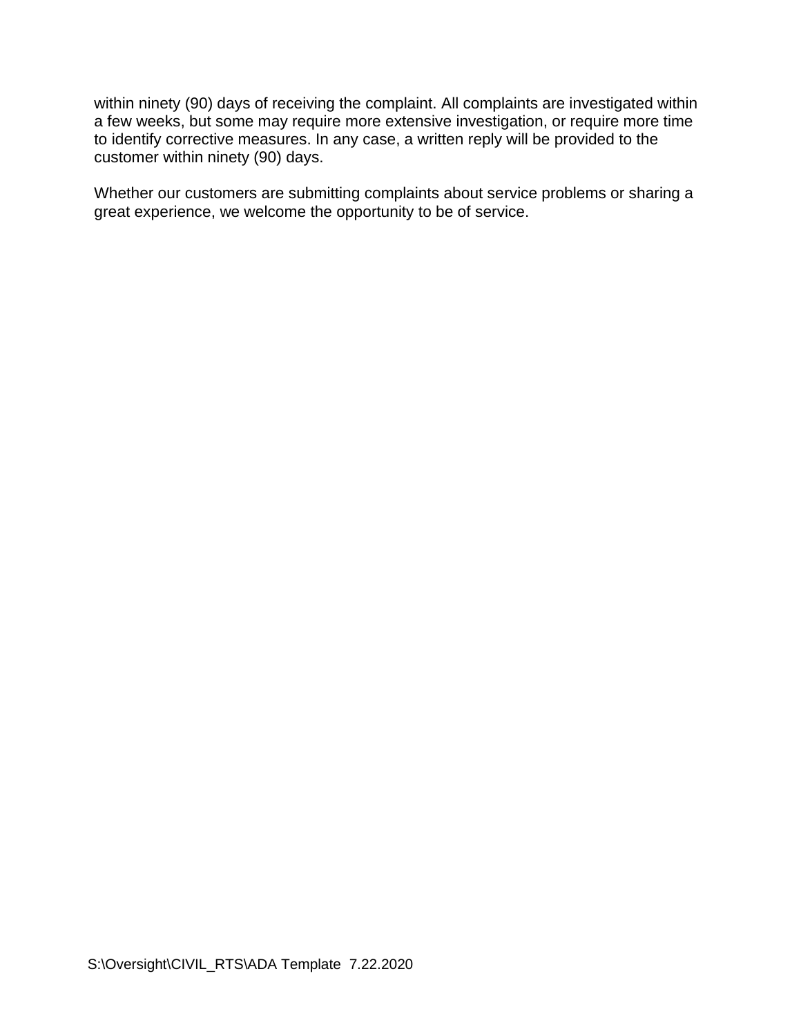within ninety (90) days of receiving the complaint. All complaints are investigated within a few weeks, but some may require more extensive investigation, or require more time to identify corrective measures. In any case, a written reply will be provided to the customer within ninety (90) days.

Whether our customers are submitting complaints about service problems or sharing a great experience, we welcome the opportunity to be of service.